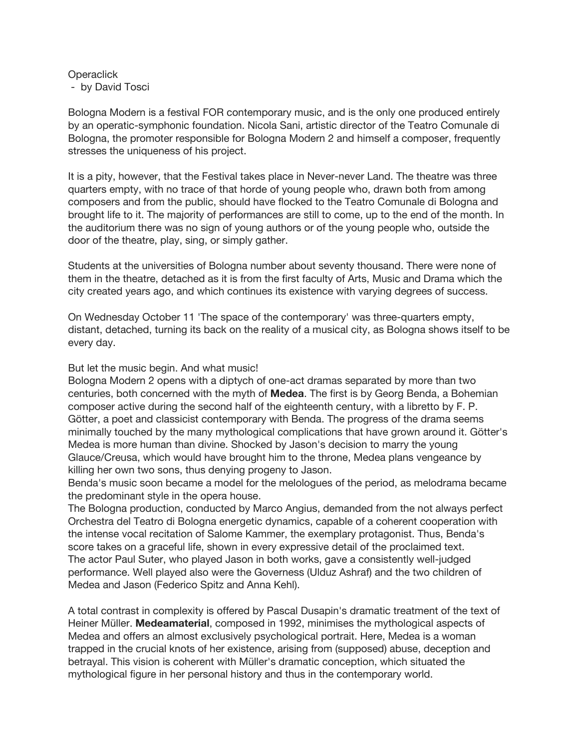Operaclick
 - by David Tosci

Bologna Modern is a festival FOR contemporary music, and is the only one produced entirely by an operatic-symphonic foundation. Nicola Sani, artistic director of the Teatro Comunale di Bologna, the promoter responsible for Bologna Modern 2 and himself a composer, frequently stresses the uniqueness of his project.

It is a pity, however, that the Festival takes place in Never-never Land. The theatre was three quarters empty, with no trace of that horde of young people who, drawn both from among composers and from the public, should have flocked to the Teatro Comunale di Bologna and brought life to it. The majority of performances are still to come, up to the end of the month. In the auditorium there was no sign of young authors or of the young people who, outside the door of the theatre, play, sing, or simply gather.

Students at the universities of Bologna number about seventy thousand. There were none of them in the theatre, detached as it is from the first faculty of Arts, Music and Drama which the city created years ago, and which continues its existence with varying degrees of success.

On Wednesday October 11 'The space of the contemporary' was three-quarters empty, distant, detached, turning its back on the reality of a musical city, as Bologna shows itself to be every day.

But let the music begin. And what music!
Bologna Modern 2 opens with a diptych of one-act dramas separated by more than two centuries, both concerned with the myth of **Medea**. The first is by Georg Benda, a Bohemian composer active during the second half of the eighteenth century, with a libretto by F. P. Götter, a poet and classicist contemporary with Benda. The progress of the drama seems minimally touched by the many mythological complications that have grown around it. Götter's Medea is more human than divine. Shocked by Jason's decision to marry the young Glauce/Creusa, which would have brought him to the throne, Medea plans vengeance by killing her own two sons, thus denying progeny to Jason.
Benda's music soon became a model for the melologues of the period, as melodrama became the predominant style in the opera house.
The Bologna production, conducted by Marco Angius, demanded from the not always perfect Orchestra del Teatro di Bologna energetic dynamics, capable of a coherent cooperation with the intense vocal recitation of Salome Kammer, the exemplary protagonist. Thus, Benda's score takes on a graceful life, shown in every expressive detail of the proclaimed text.
The actor Paul Suter, who played Jason in both works, gave a consistently well-judged performance. Well played also were the Governess (Ulduz Ashraf) and the two children of Medea and Jason (Federico Spitz and Anna Kehl).

A total contrast in complexity is offered by Pascal Dusapin's dramatic treatment of the text of Heiner Müller. **Medeamaterial**, composed in 1992, minimises the mythological aspects of Medea and offers an almost exclusively psychological portrait. Here, Medea is a woman trapped in the crucial knots of her existence, arising from (supposed) abuse, deception and betrayal. This vision is coherent with Müller's dramatic conception, which situated the mythological figure in her personal history and thus in the contemporary world.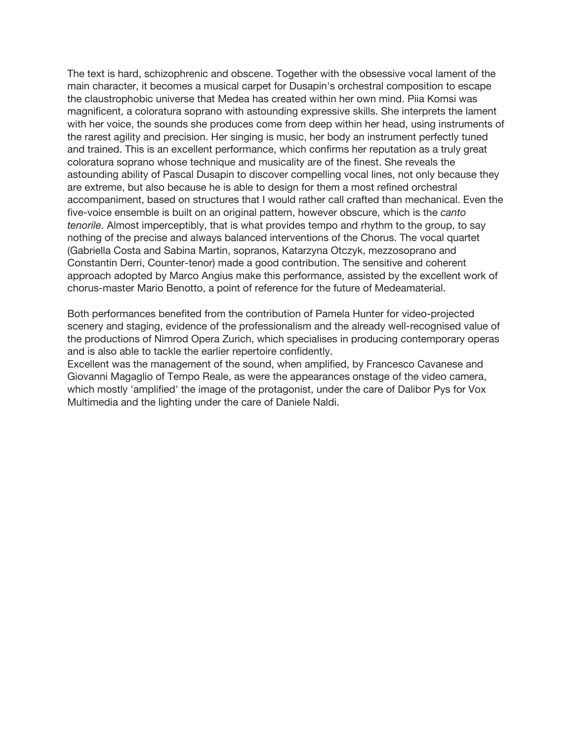The text is hard, schizophrenic and obscene. Together with the obsessive vocal lament of the main character, it becomes a musical carpet for Dusapin's orchestral composition to escape the claustrophobic universe that Medea has created within her own mind. Piia Komsi was magnificent, a coloratura soprano with astounding expressive skills. She interprets the lament with her voice, the sounds she produces come from deep within her head, using instruments of the rarest agility and precision. Her singing is music, her body an instrument perfectly tuned and trained. This is an excellent performance, which confirms her reputation as a truly great coloratura soprano whose technique and musicality are of the finest. She reveals the astounding ability of Pascal Dusapin to discover compelling vocal lines, not only because they are extreme, but also because he is able to design for them a most refined orchestral accompaniment, based on structures that I would rather call crafted than mechanical. Even the five-voice ensemble is built on an original pattern, however obscure, which is the *canto tenorile*. Almost imperceptibly, that is what provides tempo and rhythm to the group, to say nothing of the precise and always balanced interventions of the Chorus. The vocal quartet (Gabriella Costa and Sabina Martin, sopranos, Katarzyna Otczyk, mezzosoprano and Constantin Derri, Counter-tenor) made a good contribution. The sensitive and coherent approach adopted by Marco Angius make this performance, assisted by the excellent work of chorus-master Mario Benotto, a point of reference for the future of Medeamaterial.

Both performances benefited from the contribution of Pamela Hunter for video-projected scenery and staging, evidence of the professionalism and the already well-recognised value of the productions of Nimrod Opera Zurich, which specialises in producing contemporary operas and is also able to tackle the earlier repertoire confidently.
Excellent was the management of the sound, when amplified, by Francesco Cavanese and Giovanni Magaglio of Tempo Reale, as were the appearances onstage of the video camera, which mostly 'amplified' the image of the protagonist, under the care of Dalibor Pys for Vox Multimedia and the lighting under the care of Daniele Naldi.